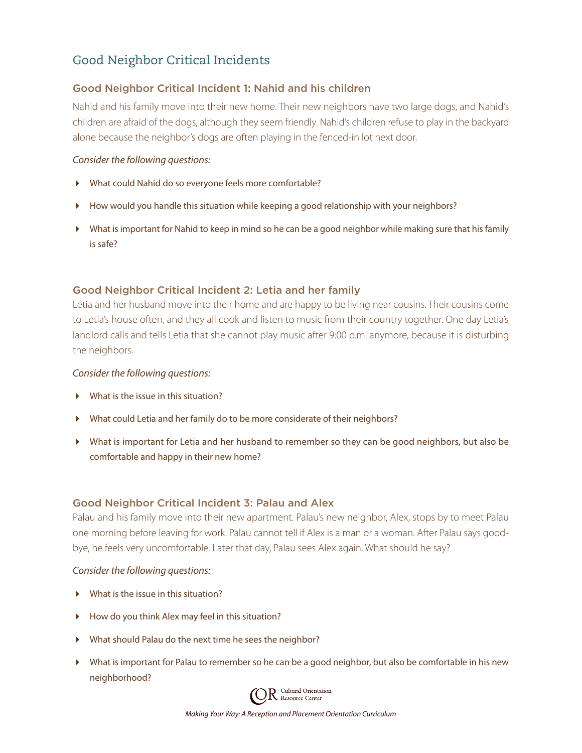# Good Neighbor Critical Incidents

## Good Neighbor Critical Incident 1: Nahid and his children

Nahid and his family move into their new home. Their new neighbors have two large dogs, and Nahid's children are afraid of the dogs, although they seem friendly. Nahid's children refuse to play in the backyard alone because the neighbor's dogs are often playing in the fenced-in lot next door.

*Consider the following questions:*

- What could Nahid do so everyone feels more comfortable?
- How would you handle this situation while keeping a good relationship with your neighbors?
- What is important for Nahid to keep in mind so he can be a good neighbor while making sure that his family is safe?

## Good Neighbor Critical Incident 2: Letia and her family

Letia and her husband move into their home and are happy to be living near cousins. Their cousins come to Letia's house often, and they all cook and listen to music from their country together. One day Letia's landlord calls and tells Letia that she cannot play music after 9:00 p.m. anymore, because it is disturbing the neighbors.

*Consider the following questions:*

- What is the issue in this situation?
- What could Letia and her family do to be more considerate of their neighbors?
- What is important for Letia and her husband to remember so they can be good neighbors, but also be comfortable and happy in their new home?

## Good Neighbor Critical Incident 3: Palau and Alex

Palau and his family move into their new apartment. Palau's new neighbor, Alex, stops by to meet Palau one morning before leaving for work. Palau cannot tell if Alex is a man or a woman. After Palau says good-bye, he feels very uncomfortable. Later that day, Palau sees Alex again. What should he say?

*Consider the following questions:*

- What is the issue in this situation?
- How do you think Alex may feel in this situation?
- What should Palau do the next time he sees the neighbor?
- What is important for Palau to remember so he can be a good neighbor, but also be comfortable in his new neighborhood?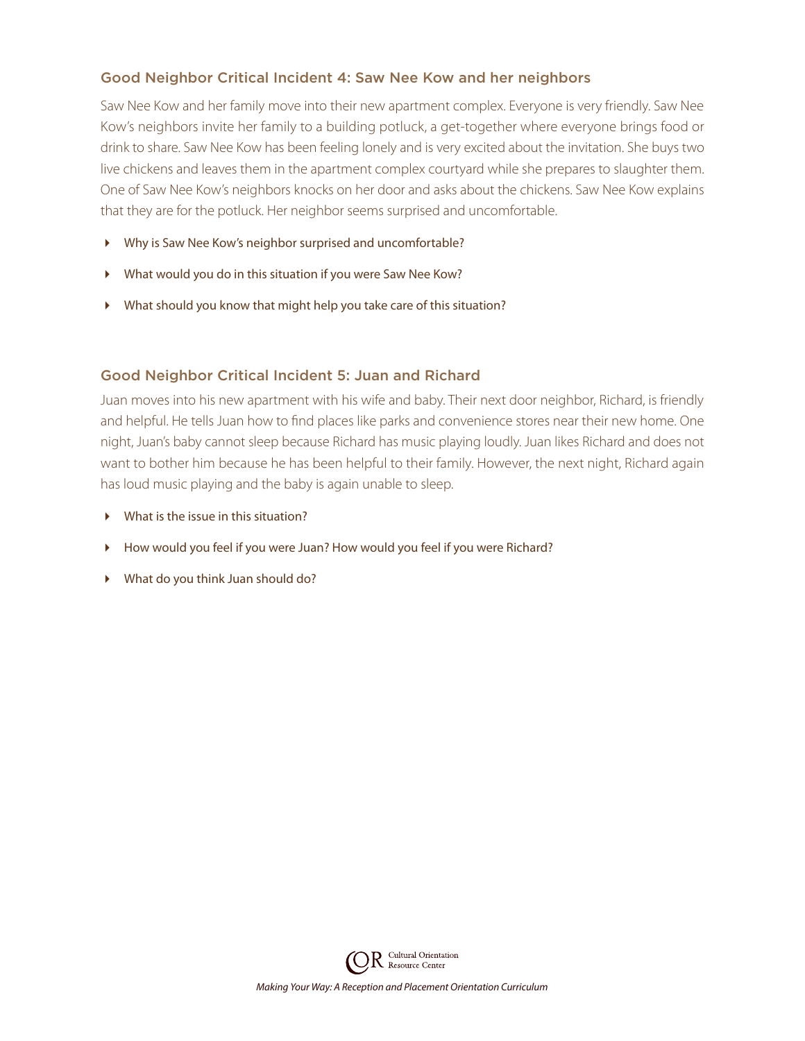## Good Neighbor Critical Incident 4: Saw Nee Kow and her neighbors

Saw Nee Kow and her family move into their new apartment complex. Everyone is very friendly. Saw Nee Kow's neighbors invite her family to a building potluck, a get-together where everyone brings food or drink to share. Saw Nee Kow has been feeling lonely and is very excited about the invitation. She buys two live chickens and leaves them in the apartment complex courtyard while she prepares to slaughter them. One of Saw Nee Kow's neighbors knocks on her door and asks about the chickens. Saw Nee Kow explains that they are for the potluck. Her neighbor seems surprised and uncomfortable.

- Why is Saw Nee Kow's neighbor surprised and uncomfortable?
- What would you do in this situation if you were Saw Nee Kow?
- What should you know that might help you take care of this situation?

## Good Neighbor Critical Incident 5: Juan and Richard

Juan moves into his new apartment with his wife and baby. Their next door neighbor, Richard, is friendly and helpful. He tells Juan how to find places like parks and convenience stores near their new home. One night, Juan's baby cannot sleep because Richard has music playing loudly. Juan likes Richard and does not want to bother him because he has been helpful to their family. However, the next night, Richard again has loud music playing and the baby is again unable to sleep.

- What is the issue in this situation?
- How would you feel if you were Juan? How would you feel if you were Richard?
- What do you think Juan should do?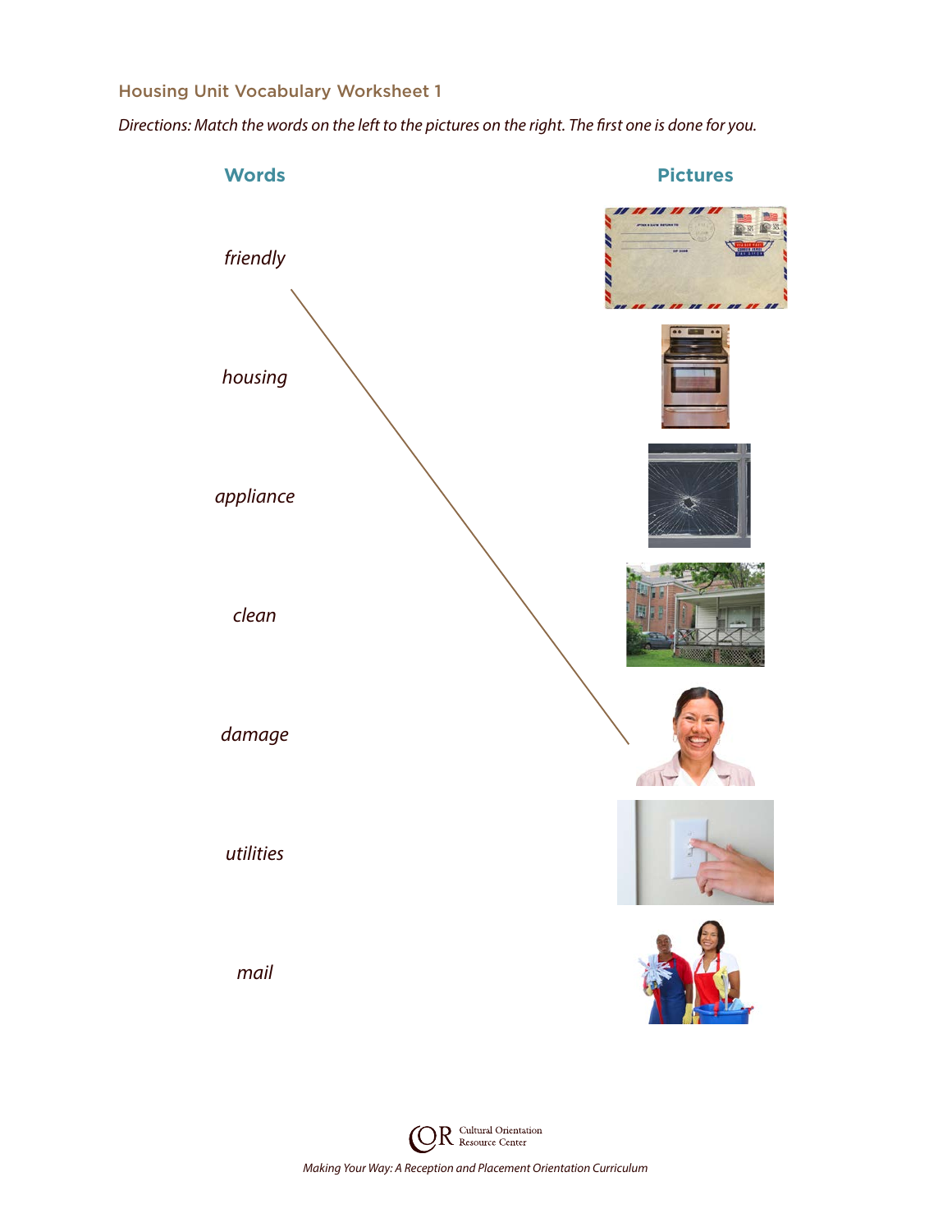## Housing Unit Vocabulary Worksheet 1

*Directions: Match the words on the left to the pictures on the right. The first one is done for you.*

**Words**

*friendly*

*housing*

*appliance*

*clean*

*damage*

*utilities*

*mail*

**Pictures**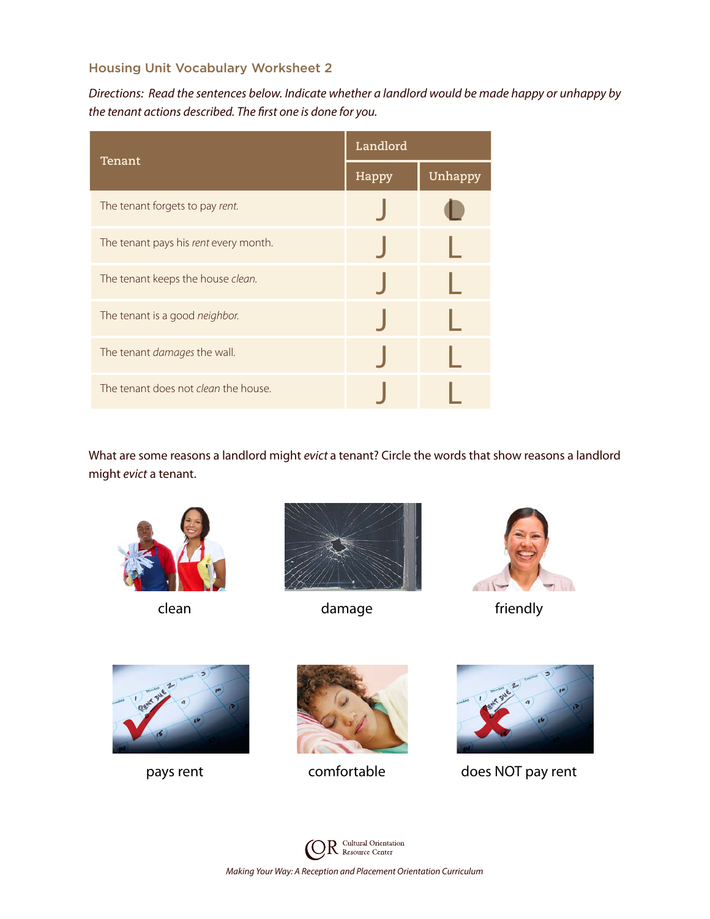## Housing Unit Vocabulary Worksheet 2

*Directions: Read the sentences below. Indicate whether a landlord would be made happy or unhappy by the tenant actions described. The first one is done for you.*

| Tenant | Landlord | |
|---|---|---|
| | Happy | Unhappy |
| The tenant forgets to pay *rent.* | J | L |
| The tenant pays his *rent* every month. | J | L |
| The tenant keeps the house *clean.* | J | L |
| The tenant is a good *neighbor.* | J | L |
| The tenant *damages* the wall. | J | L |
| The tenant does not *clean* the house. | J | L |

What are some reasons a landlord might *evict* a tenant? Circle the words that show reasons a landlord might *evict* a tenant.

clean

damage

friendly

pays rent

comfortable

does NOT pay rent

Making Your Way: A Reception and Placement Orientation Curriculum